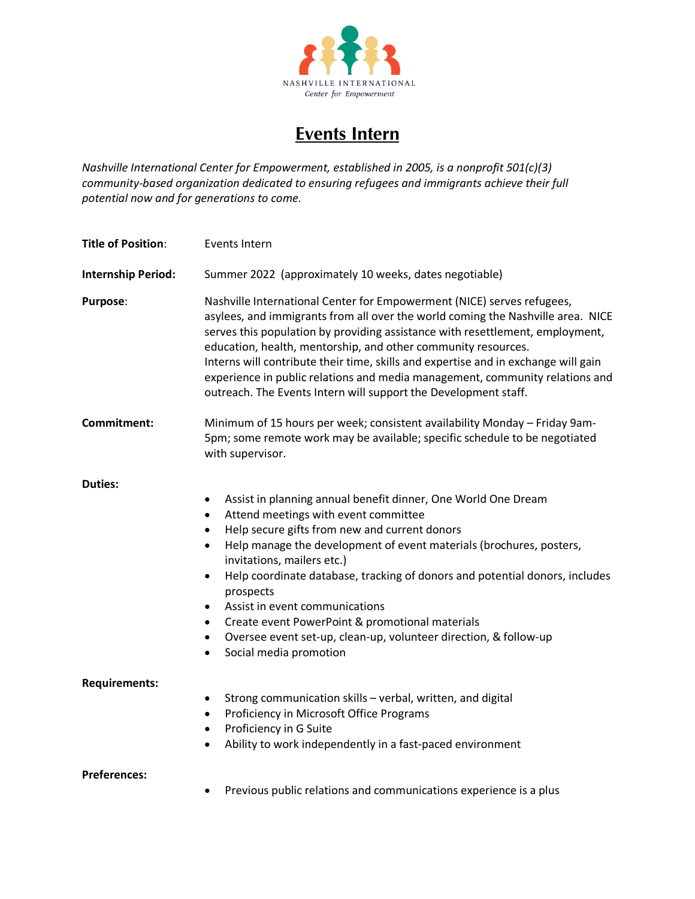NASHVILLE INTERNATIONAL
*Center for Empowerment*

# Events Intern

*Nashville International Center for Empowerment, established in 2005, is a nonprofit 501(c)(3) community-based organization dedicated to ensuring refugees and immigrants achieve their full potential now and for generations to come.*

**Title of Position**: Events Intern

**Internship Period:** Summer 2022 (approximately 10 weeks, dates negotiable)

**Purpose**: Nashville International Center for Empowerment (NICE) serves refugees, asylees, and immigrants from all over the world coming the Nashville area. NICE serves this population by providing assistance with resettlement, employment, education, health, mentorship, and other community resources.
Interns will contribute their time, skills and expertise and in exchange will gain experience in public relations and media management, community relations and outreach. The Events Intern will support the Development staff.

**Commitment:** Minimum of 15 hours per week; consistent availability Monday – Friday 9am-5pm; some remote work may be available; specific schedule to be negotiated with supervisor.

**Duties:**

- Assist in planning annual benefit dinner, One World One Dream
- Attend meetings with event committee
- Help secure gifts from new and current donors
- Help manage the development of event materials (brochures, posters, invitations, mailers etc.)
- Help coordinate database, tracking of donors and potential donors, includes prospects
- Assist in event communications
- Create event PowerPoint & promotional materials
- Oversee event set-up, clean-up, volunteer direction, & follow-up
- Social media promotion

**Requirements:**

- Strong communication skills – verbal, written, and digital
- Proficiency in Microsoft Office Programs
- Proficiency in G Suite
- Ability to work independently in a fast-paced environment

**Preferences:**

- Previous public relations and communications experience is a plus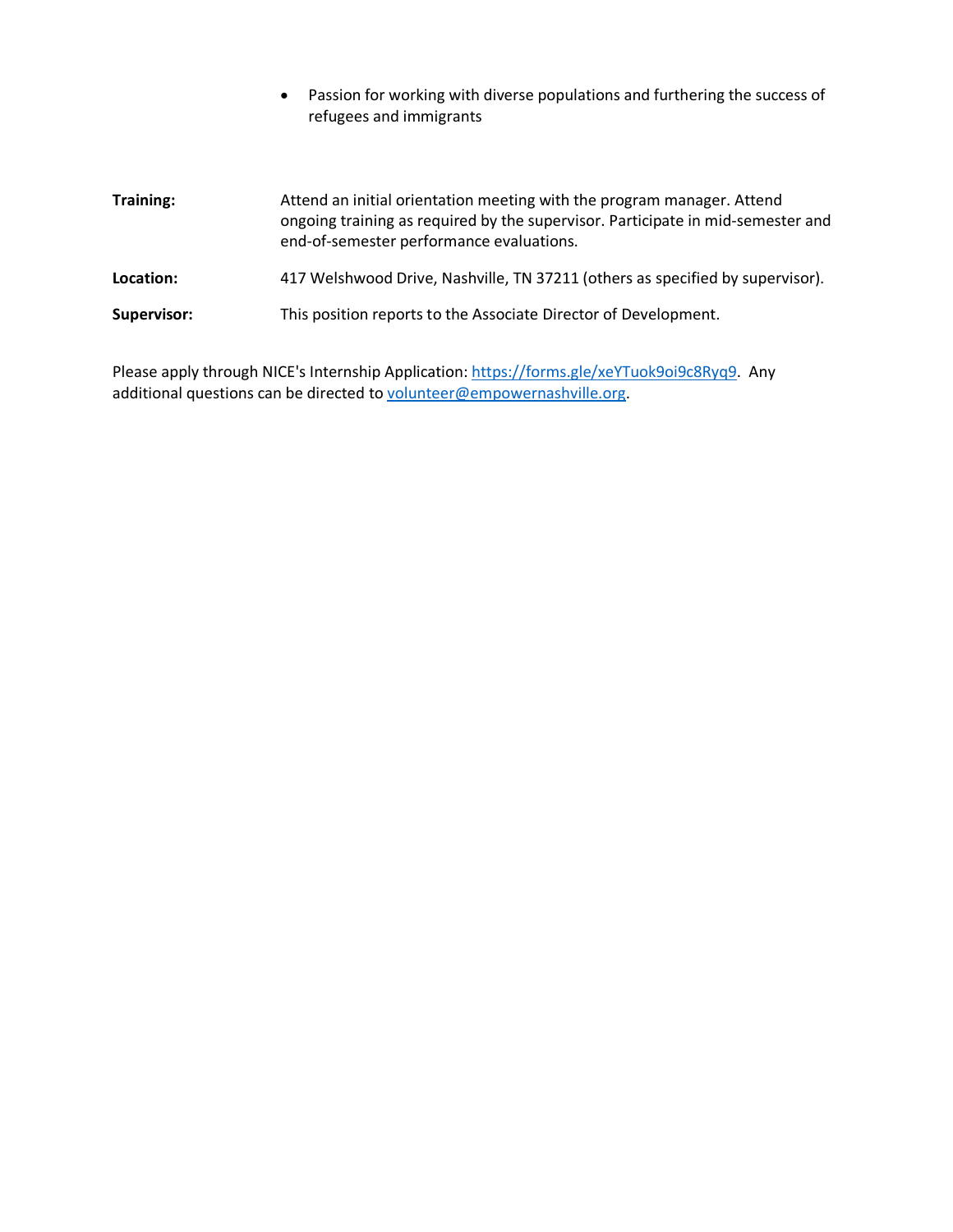- Passion for working with diverse populations and furthering the success of refugees and immigrants

**Training:** Attend an initial orientation meeting with the program manager. Attend ongoing training as required by the supervisor. Participate in mid-semester and end-of-semester performance evaluations.

**Location:** 417 Welshwood Drive, Nashville, TN 37211 (others as specified by supervisor).

**Supervisor:** This position reports to the Associate Director of Development.

Please apply through NICE's Internship Application: https://forms.gle/xeYTuok9oi9c8Ryq9. Any additional questions can be directed to volunteer@empowernashville.org.